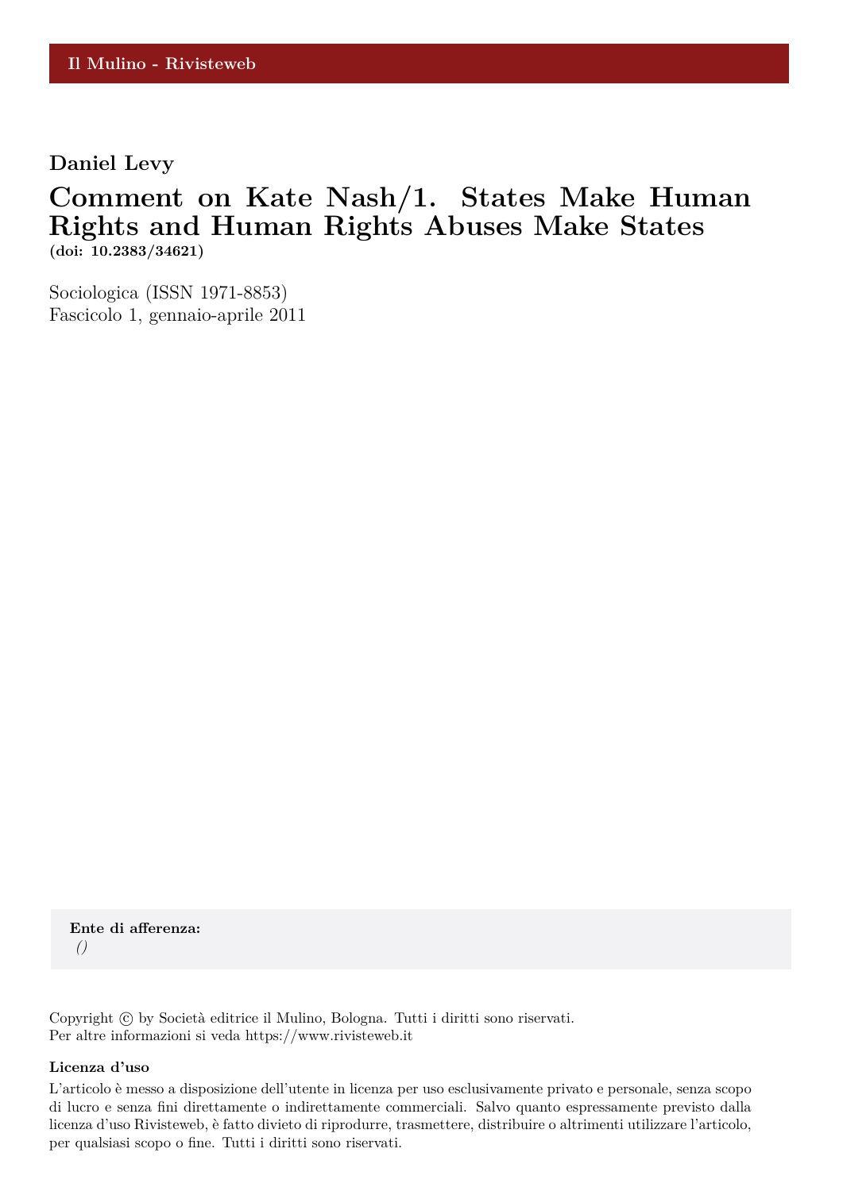Il Mulino - Rivisteweb

**Daniel Levy**

# Comment on Kate Nash/1. States Make Human Rights and Human Rights Abuses Make States

**(doi: 10.2383/34621)**

Sociologica (ISSN 1971-8853)
Fascicolo 1, gennaio-aprile 2011

**Ente di afferenza:**
*()*

Copyright © by Società editrice il Mulino, Bologna. Tutti i diritti sono riservati.
Per altre informazioni si veda https://www.rivisteweb.it

**Licenza d'uso**

L'articolo è messo a disposizione dell'utente in licenza per uso esclusivamente privato e personale, senza scopo di lucro e senza fini direttamente o indirettamente commerciali. Salvo quanto espressamente previsto dalla licenza d'uso Rivisteweb, è fatto divieto di riprodurre, trasmettere, distribuire o altrimenti utilizzare l'articolo, per qualsiasi scopo o fine. Tutti i diritti sono riservati.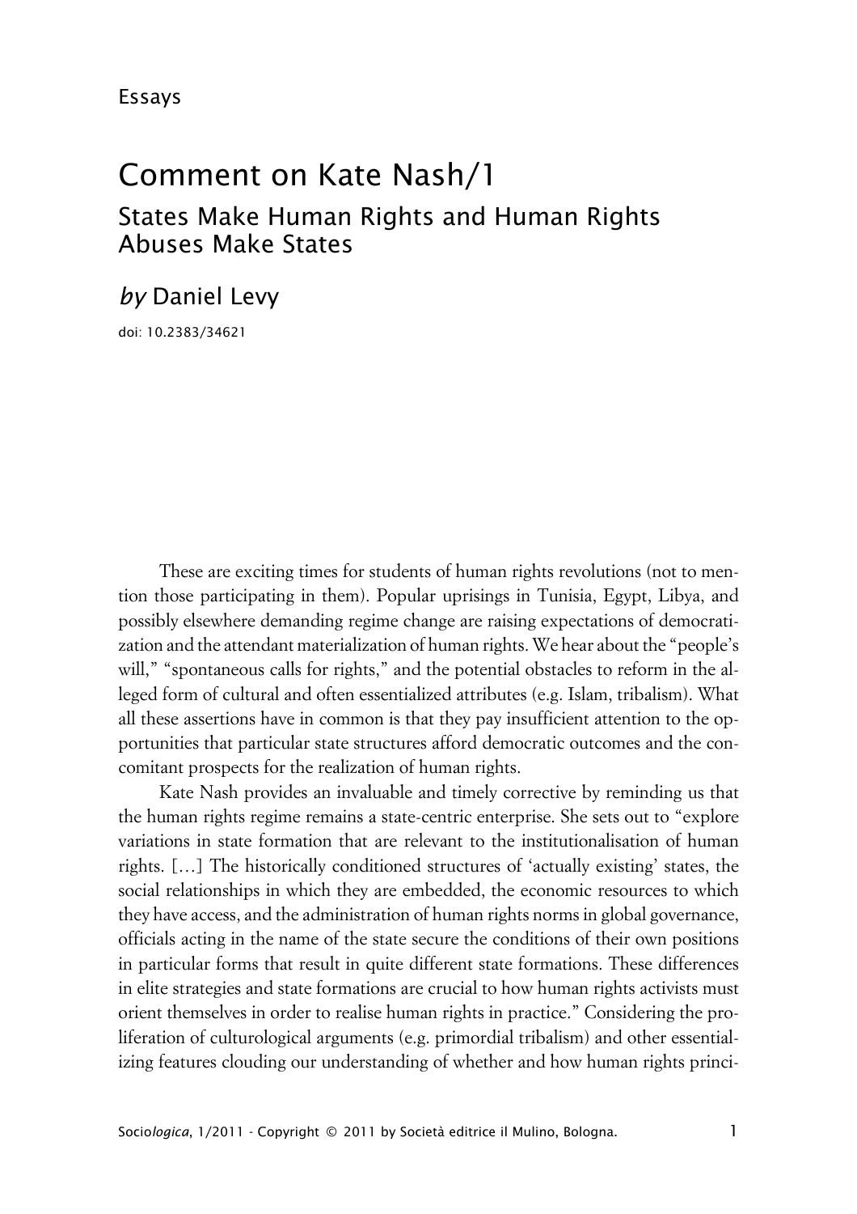Essays

# Comment on Kate Nash/1

## States Make Human Rights and Human Rights Abuses Make States

*by* Daniel Levy

doi: 10.2383/34621

These are exciting times for students of human rights revolutions (not to mention those participating in them). Popular uprisings in Tunisia, Egypt, Libya, and possibly elsewhere demanding regime change are raising expectations of democratization and the attendant materialization of human rights. We hear about the "people's will," "spontaneous calls for rights," and the potential obstacles to reform in the alleged form of cultural and often essentialized attributes (e.g. Islam, tribalism). What all these assertions have in common is that they pay insufficient attention to the opportunities that particular state structures afford democratic outcomes and the concomitant prospects for the realization of human rights.

Kate Nash provides an invaluable and timely corrective by reminding us that the human rights regime remains a state-centric enterprise. She sets out to "explore variations in state formation that are relevant to the institutionalisation of human rights. […] The historically conditioned structures of 'actually existing' states, the social relationships in which they are embedded, the economic resources to which they have access, and the administration of human rights norms in global governance, officials acting in the name of the state secure the conditions of their own positions in particular forms that result in quite different state formations. These differences in elite strategies and state formations are crucial to how human rights activists must orient themselves in order to realise human rights in practice." Considering the proliferation of culturological arguments (e.g. primordial tribalism) and other essentializing features clouding our understanding of whether and how human rights princi-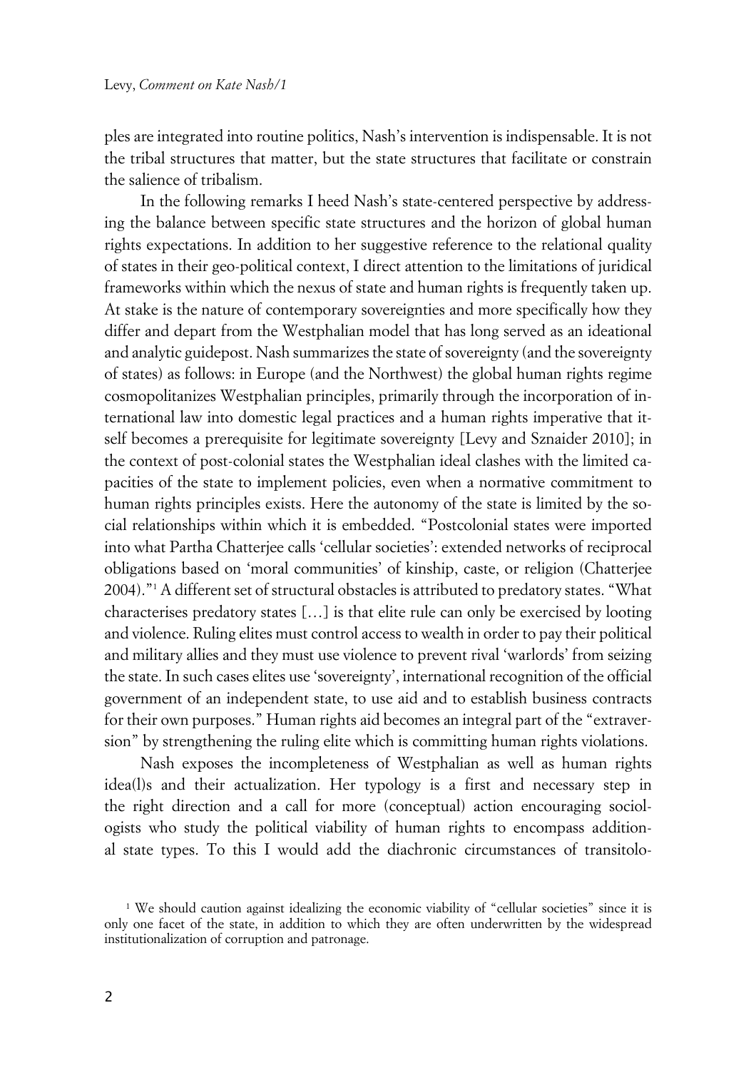ples are integrated into routine politics, Nash's intervention is indispensable. It is not the tribal structures that matter, but the state structures that facilitate or constrain the salience of tribalism.

In the following remarks I heed Nash's state-centered perspective by addressing the balance between specific state structures and the horizon of global human rights expectations. In addition to her suggestive reference to the relational quality of states in their geo-political context, I direct attention to the limitations of juridical frameworks within which the nexus of state and human rights is frequently taken up. At stake is the nature of contemporary sovereignties and more specifically how they differ and depart from the Westphalian model that has long served as an ideational and analytic guidepost. Nash summarizes the state of sovereignty (and the sovereignty of states) as follows: in Europe (and the Northwest) the global human rights regime cosmopolitanizes Westphalian principles, primarily through the incorporation of international law into domestic legal practices and a human rights imperative that itself becomes a prerequisite for legitimate sovereignty [Levy and Sznaider 2010]; in the context of post-colonial states the Westphalian ideal clashes with the limited capacities of the state to implement policies, even when a normative commitment to human rights principles exists. Here the autonomy of the state is limited by the social relationships within which it is embedded. "Postcolonial states were imported into what Partha Chatterjee calls 'cellular societies': extended networks of reciprocal obligations based on 'moral communities' of kinship, caste, or religion (Chatterjee 2004)."[1] A different set of structural obstacles is attributed to predatory states. "What characterises predatory states […] is that elite rule can only be exercised by looting and violence. Ruling elites must control access to wealth in order to pay their political and military allies and they must use violence to prevent rival 'warlords' from seizing the state. In such cases elites use 'sovereignty', international recognition of the official government of an independent state, to use aid and to establish business contracts for their own purposes." Human rights aid becomes an integral part of the "extraversion" by strengthening the ruling elite which is committing human rights violations.

Nash exposes the incompleteness of Westphalian as well as human rights idea(l)s and their actualization. Her typology is a first and necessary step in the right direction and a call for more (conceptual) action encouraging sociologists who study the political viability of human rights to encompass additional state types. To this I would add the diachronic circumstances of transitolo-

[1] We should caution against idealizing the economic viability of "cellular societies" since it is only one facet of the state, in addition to which they are often underwritten by the widespread institutionalization of corruption and patronage.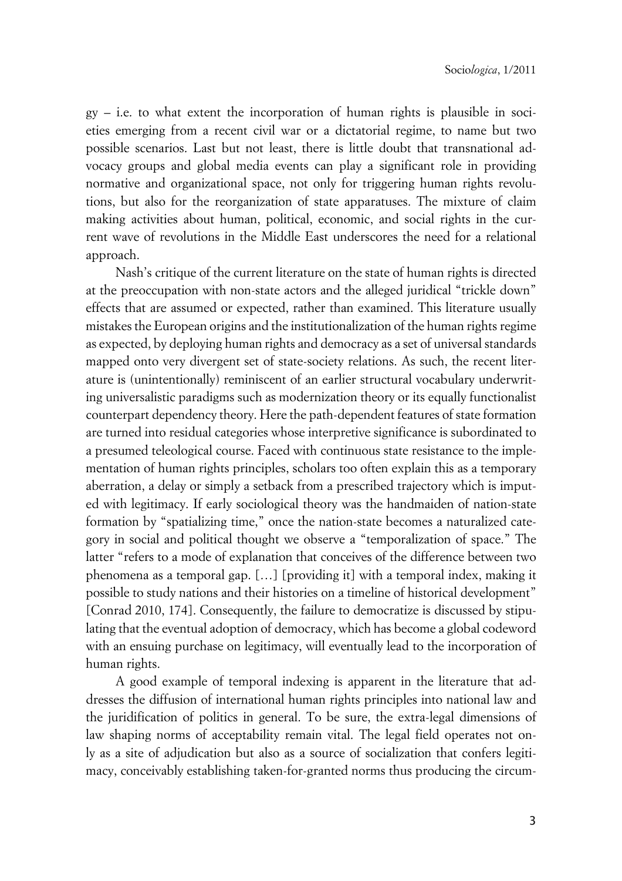gy – i.e. to what extent the incorporation of human rights is plausible in societies emerging from a recent civil war or a dictatorial regime, to name but two possible scenarios. Last but not least, there is little doubt that transnational advocacy groups and global media events can play a significant role in providing normative and organizational space, not only for triggering human rights revolutions, but also for the reorganization of state apparatuses. The mixture of claim making activities about human, political, economic, and social rights in the current wave of revolutions in the Middle East underscores the need for a relational approach.

Nash's critique of the current literature on the state of human rights is directed at the preoccupation with non-state actors and the alleged juridical "trickle down" effects that are assumed or expected, rather than examined. This literature usually mistakes the European origins and the institutionalization of the human rights regime as expected, by deploying human rights and democracy as a set of universal standards mapped onto very divergent set of state-society relations. As such, the recent literature is (unintentionally) reminiscent of an earlier structural vocabulary underwriting universalistic paradigms such as modernization theory or its equally functionalist counterpart dependency theory. Here the path-dependent features of state formation are turned into residual categories whose interpretive significance is subordinated to a presumed teleological course. Faced with continuous state resistance to the implementation of human rights principles, scholars too often explain this as a temporary aberration, a delay or simply a setback from a prescribed trajectory which is imputed with legitimacy. If early sociological theory was the handmaiden of nation-state formation by "spatializing time," once the nation-state becomes a naturalized category in social and political thought we observe a "temporalization of space." The latter "refers to a mode of explanation that conceives of the difference between two phenomena as a temporal gap. […] [providing it] with a temporal index, making it possible to study nations and their histories on a timeline of historical development" [Conrad 2010, 174]. Consequently, the failure to democratize is discussed by stipulating that the eventual adoption of democracy, which has become a global codeword with an ensuing purchase on legitimacy, will eventually lead to the incorporation of human rights.

A good example of temporal indexing is apparent in the literature that addresses the diffusion of international human rights principles into national law and the juridification of politics in general. To be sure, the extra-legal dimensions of law shaping norms of acceptability remain vital. The legal field operates not only as a site of adjudication but also as a source of socialization that confers legitimacy, conceivably establishing taken-for-granted norms thus producing the circum-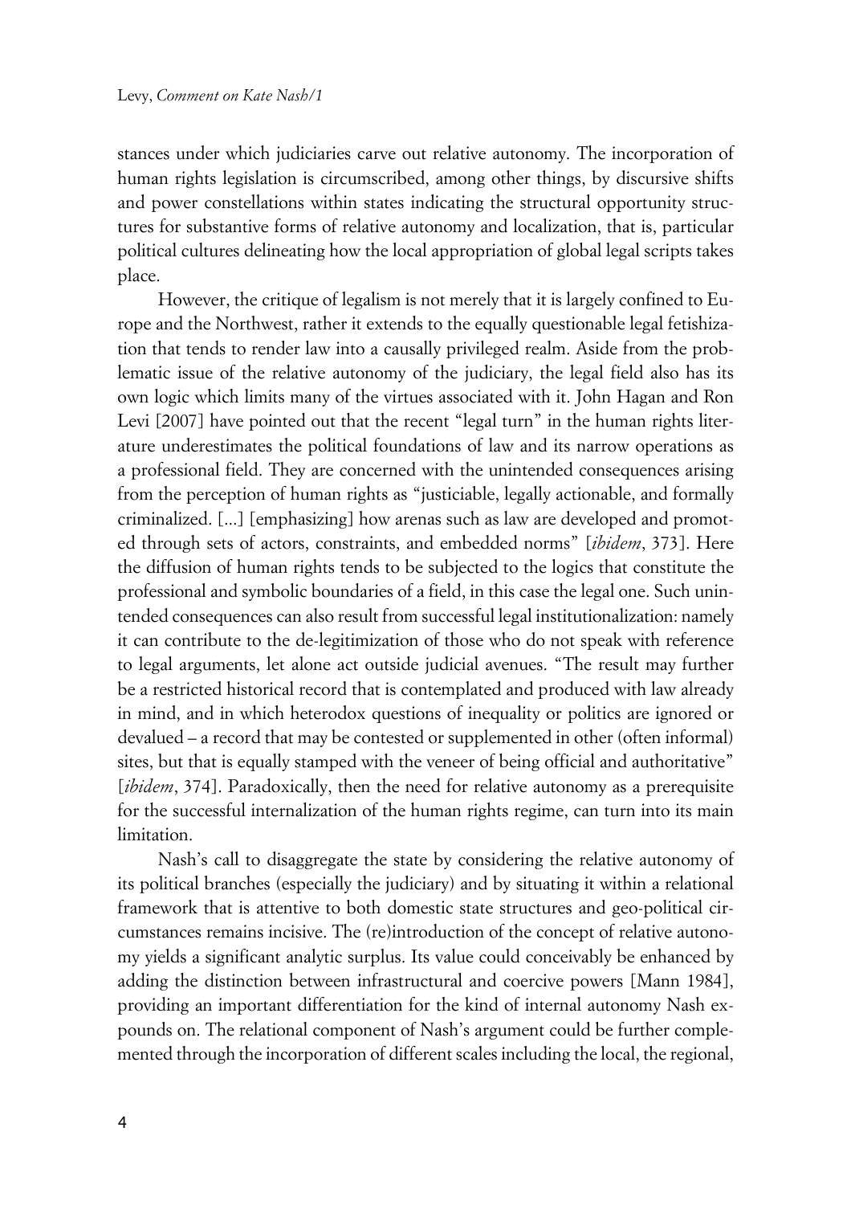stances under which judiciaries carve out relative autonomy. The incorporation of human rights legislation is circumscribed, among other things, by discursive shifts and power constellations within states indicating the structural opportunity structures for substantive forms of relative autonomy and localization, that is, particular political cultures delineating how the local appropriation of global legal scripts takes place.

However, the critique of legalism is not merely that it is largely confined to Europe and the Northwest, rather it extends to the equally questionable legal fetishization that tends to render law into a causally privileged realm. Aside from the problematic issue of the relative autonomy of the judiciary, the legal field also has its own logic which limits many of the virtues associated with it. John Hagan and Ron Levi [2007] have pointed out that the recent "legal turn" in the human rights literature underestimates the political foundations of law and its narrow operations as a professional field. They are concerned with the unintended consequences arising from the perception of human rights as "justiciable, legally actionable, and formally criminalized. [...] [emphasizing] how arenas such as law are developed and promoted through sets of actors, constraints, and embedded norms" [*ibidem*, 373]. Here the diffusion of human rights tends to be subjected to the logics that constitute the professional and symbolic boundaries of a field, in this case the legal one. Such unintended consequences can also result from successful legal institutionalization: namely it can contribute to the de-legitimization of those who do not speak with reference to legal arguments, let alone act outside judicial avenues. "The result may further be a restricted historical record that is contemplated and produced with law already in mind, and in which heterodox questions of inequality or politics are ignored or devalued – a record that may be contested or supplemented in other (often informal) sites, but that is equally stamped with the veneer of being official and authoritative" [*ibidem*, 374]. Paradoxically, then the need for relative autonomy as a prerequisite for the successful internalization of the human rights regime, can turn into its main limitation.

Nash's call to disaggregate the state by considering the relative autonomy of its political branches (especially the judiciary) and by situating it within a relational framework that is attentive to both domestic state structures and geo-political circumstances remains incisive. The (re)introduction of the concept of relative autonomy yields a significant analytic surplus. Its value could conceivably be enhanced by adding the distinction between infrastructural and coercive powers [Mann 1984], providing an important differentiation for the kind of internal autonomy Nash expounds on. The relational component of Nash's argument could be further complemented through the incorporation of different scales including the local, the regional,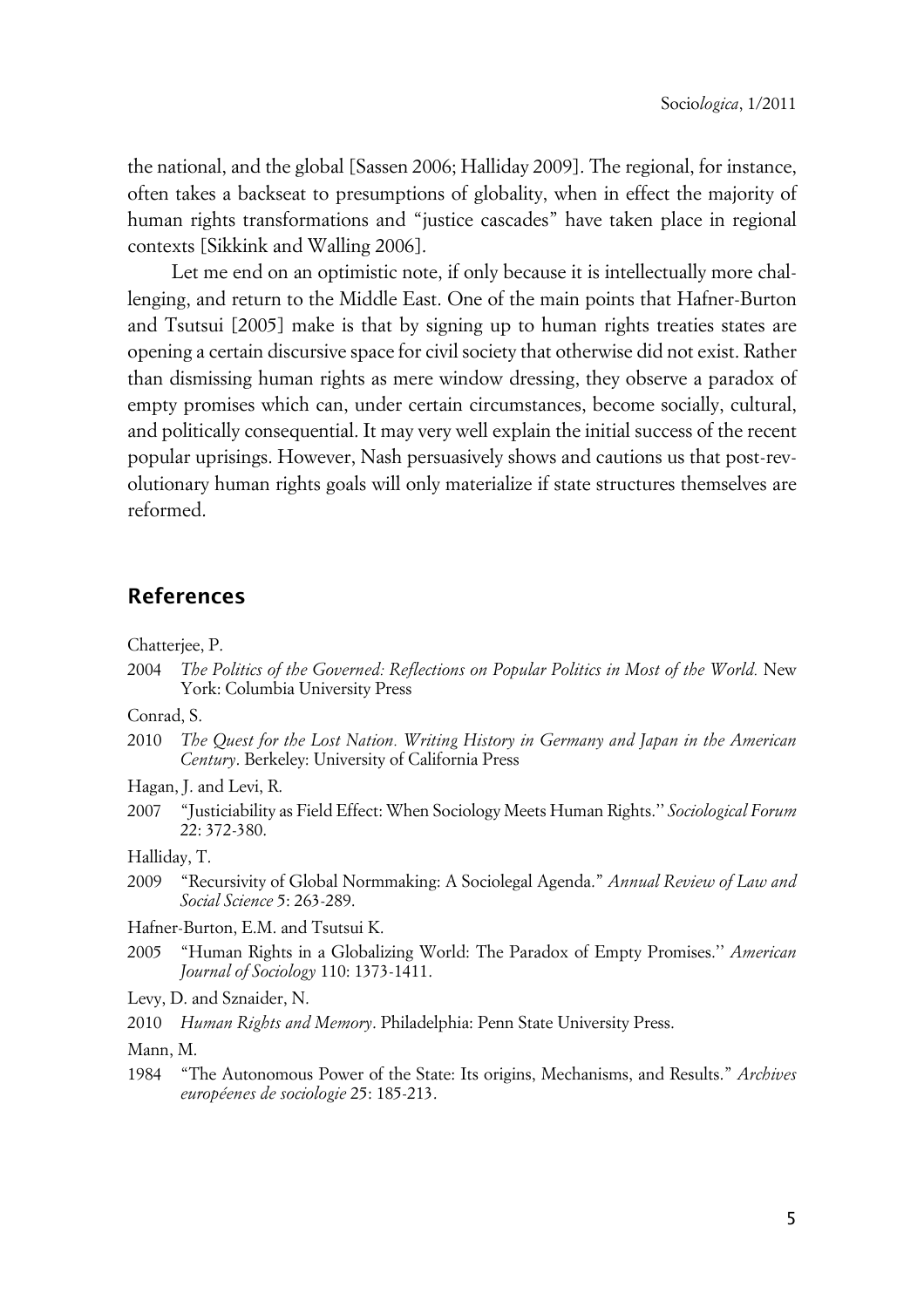the national, and the global [Sassen 2006; Halliday 2009]. The regional, for instance, often takes a backseat to presumptions of globality, when in effect the majority of human rights transformations and "justice cascades" have taken place in regional contexts [Sikkink and Walling 2006].

Let me end on an optimistic note, if only because it is intellectually more challenging, and return to the Middle East. One of the main points that Hafner-Burton and Tsutsui [2005] make is that by signing up to human rights treaties states are opening a certain discursive space for civil society that otherwise did not exist. Rather than dismissing human rights as mere window dressing, they observe a paradox of empty promises which can, under certain circumstances, become socially, cultural, and politically consequential. It may very well explain the initial success of the recent popular uprisings. However, Nash persuasively shows and cautions us that post-revolutionary human rights goals will only materialize if state structures themselves are reformed.

## References

Chatterjee, P.

2004 *The Politics of the Governed: Reflections on Popular Politics in Most of the World.* New York: Columbia University Press

Conrad, S.

2010 *The Quest for the Lost Nation. Writing History in Germany and Japan in the American Century*. Berkeley: University of California Press

Hagan, J. and Levi, R.

2007 "Justiciability as Field Effect: When Sociology Meets Human Rights." *Sociological Forum* 22: 372-380.

Halliday, T.

2009 "Recursivity of Global Normmaking: A Sociolegal Agenda." *Annual Review of Law and Social Science* 5: 263-289.

Hafner-Burton, E.M. and Tsutsui K.

2005 "Human Rights in a Globalizing World: The Paradox of Empty Promises." *American Journal of Sociology* 110: 1373-1411.

Levy, D. and Sznaider, N.

2010 *Human Rights and Memory*. Philadelphia: Penn State University Press.

Mann, M.

1984 "The Autonomous Power of the State: Its origins, Mechanisms, and Results." *Archives europées de sociologie* 25: 185-213.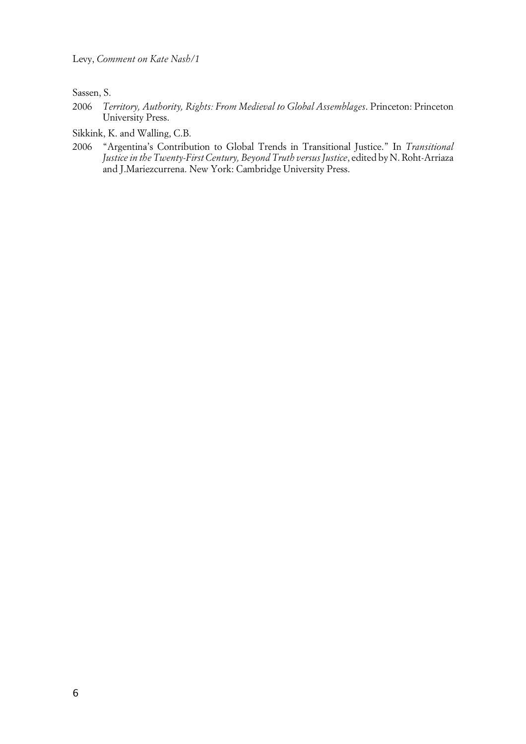Sassen, S.

2006 *Territory, Authority, Rights: From Medieval to Global Assemblages*. Princeton: Princeton University Press.

Sikkink, K. and Walling, C.B.

2006 "Argentina's Contribution to Global Trends in Transitional Justice." In *Transitional Justice in the Twenty-First Century, Beyond Truth versus Justice*, edited by N. Roht-Arriaza and J.Mariezcurrena. New York: Cambridge University Press.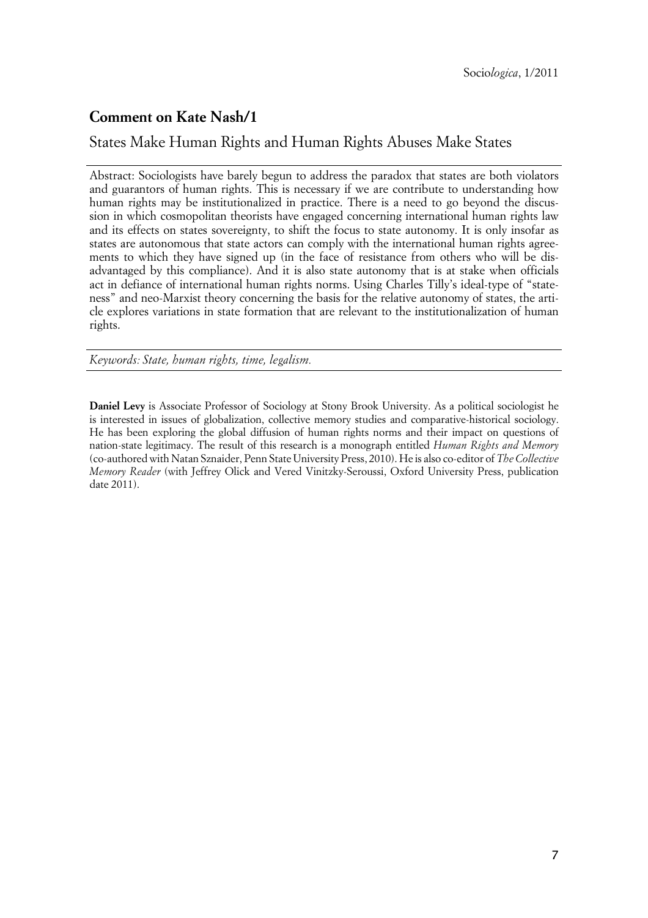## Comment on Kate Nash/1

States Make Human Rights and Human Rights Abuses Make States

Abstract: Sociologists have barely begun to address the paradox that states are both violators and guarantors of human rights. This is necessary if we are contribute to understanding how human rights may be institutionalized in practice. There is a need to go beyond the discussion in which cosmopolitan theorists have engaged concerning international human rights law and its effects on states sovereignty, to shift the focus to state autonomy. It is only insofar as states are autonomous that state actors can comply with the international human rights agreements to which they have signed up (in the face of resistance from others who will be disadvantaged by this compliance). And it is also state autonomy that is at stake when officials act in defiance of international human rights norms. Using Charles Tilly's ideal-type of "stateness" and neo-Marxist theory concerning the basis for the relative autonomy of states, the article explores variations in state formation that are relevant to the institutionalization of human rights.

*Keywords: State, human rights, time, legalism.*

**Daniel Levy** is Associate Professor of Sociology at Stony Brook University. As a political sociologist he is interested in issues of globalization, collective memory studies and comparative-historical sociology. He has been exploring the global diffusion of human rights norms and their impact on questions of nation-state legitimacy. The result of this research is a monograph entitled *Human Rights and Memory* (co-authored with Natan Sznaider, Penn State University Press, 2010). He is also co-editor of *The Collective Memory Reader* (with Jeffrey Olick and Vered Vinitzky-Seroussi, Oxford University Press, publication date 2011).